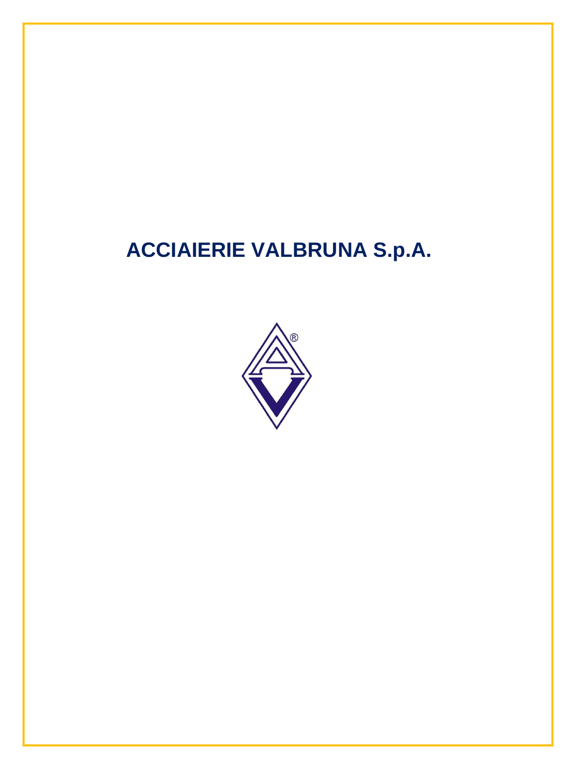# ACCIAIERIE VALBRUNA S.p.A.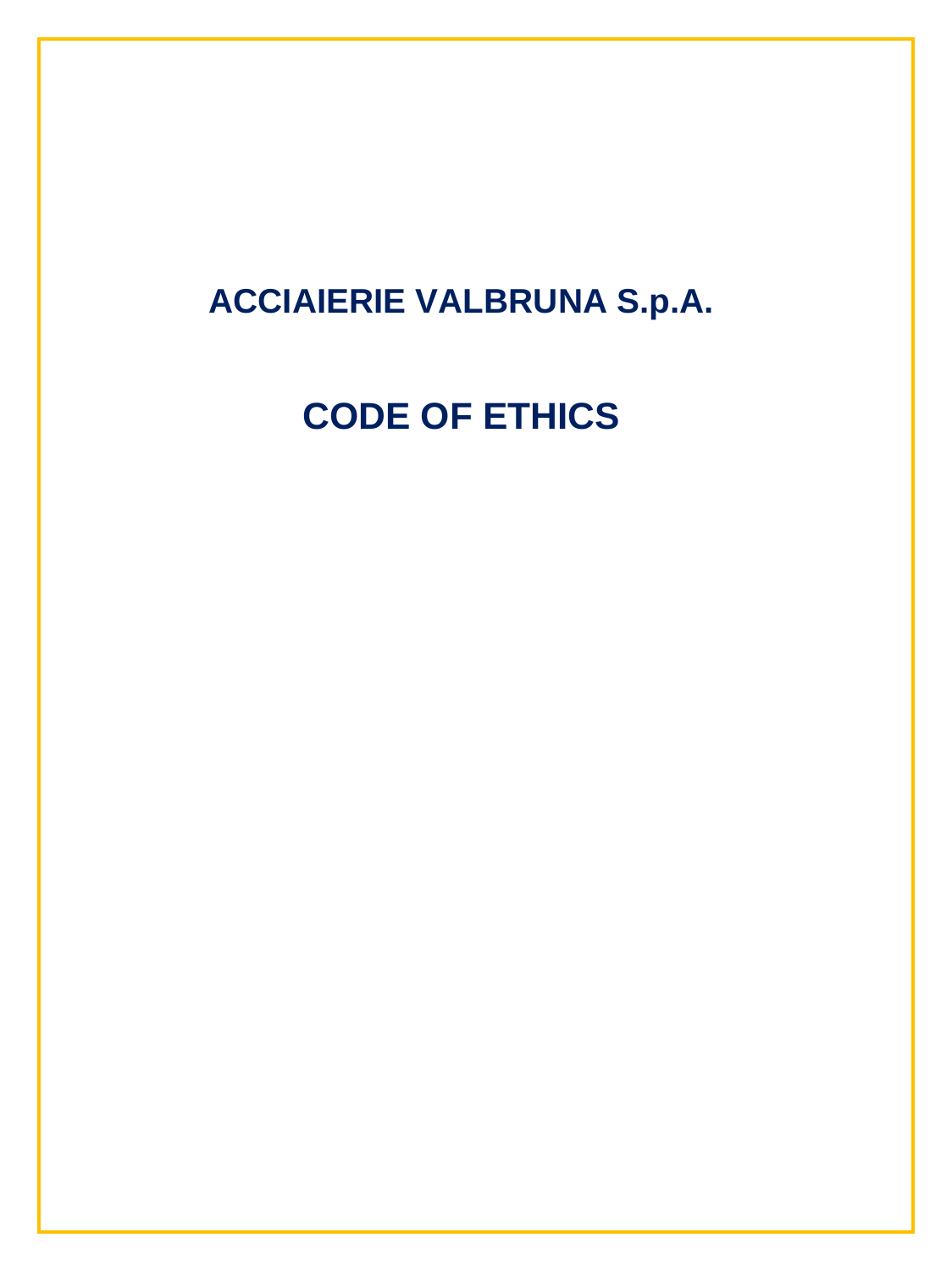# ACCIAIERIE VALBRUNA S.p.A.

# CODE OF ETHICS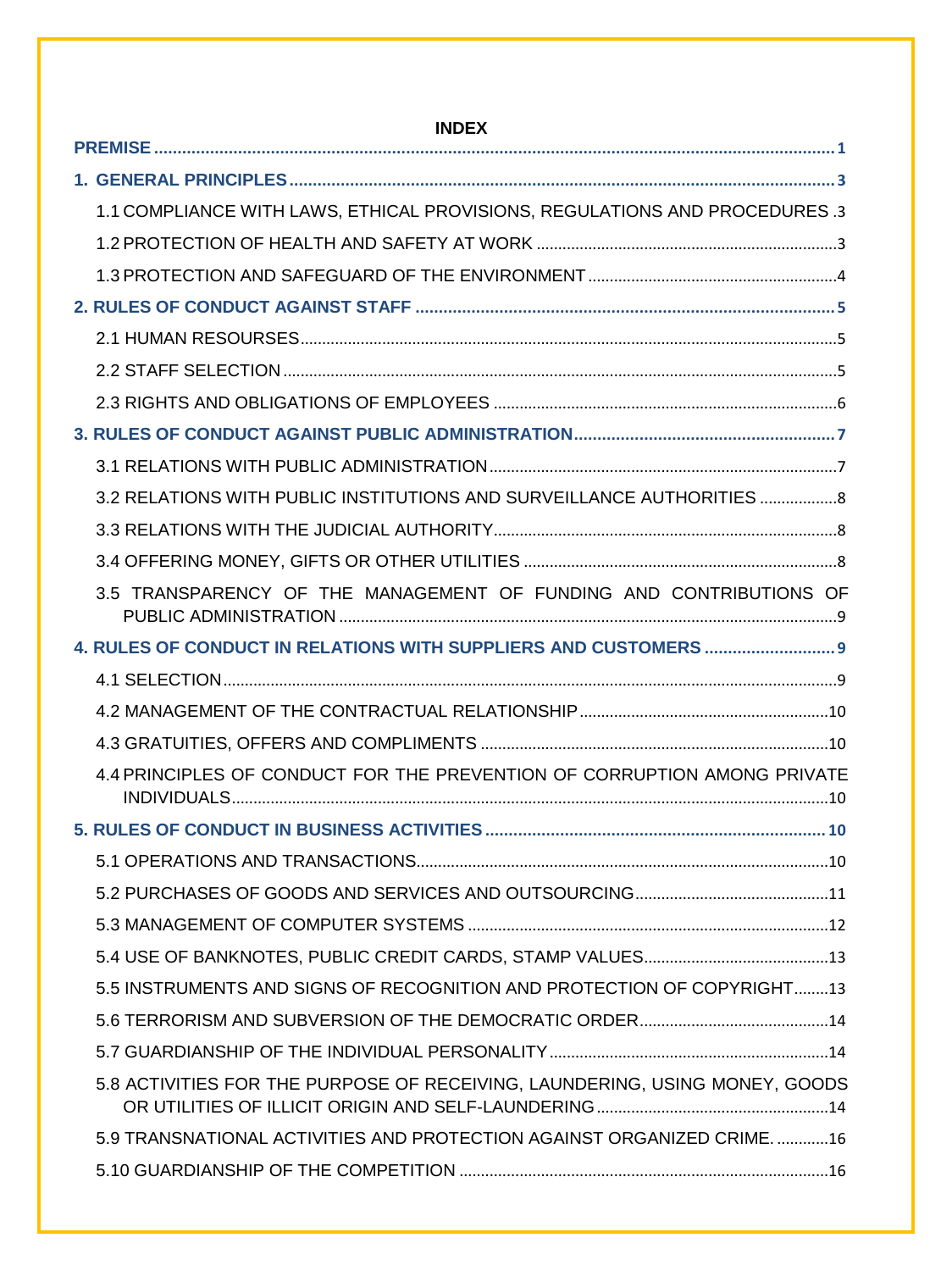**INDEX**

**PREMISE** .......... 1

**1. GENERAL PRINCIPLES** .......... 3

1.1 COMPLIANCE WITH LAWS, ETHICAL PROVISIONS, REGULATIONS AND PROCEDURES .3

1.2 PROTECTION OF HEALTH AND SAFETY AT WORK .......... 3

1.3 PROTECTION AND SAFEGUARD OF THE ENVIRONMENT .......... 4

**2. RULES OF CONDUCT AGAINST STAFF** .......... 5

2.1 HUMAN RESOURSES .......... 5

2.2 STAFF SELECTION .......... 5

2.3 RIGHTS AND OBLIGATIONS OF EMPLOYEES .......... 6

**3. RULES OF CONDUCT AGAINST PUBLIC ADMINISTRATION** .......... 7

3.1 RELATIONS WITH PUBLIC ADMINISTRATION .......... 7

3.2 RELATIONS WITH PUBLIC INSTITUTIONS AND SURVEILLANCE AUTHORITIES .......... 8

3.3 RELATIONS WITH THE JUDICIAL AUTHORITY .......... 8

3.4 OFFERING MONEY, GIFTS OR OTHER UTILITIES .......... 8

3.5 TRANSPARENCY OF THE MANAGEMENT OF FUNDING AND CONTRIBUTIONS OF PUBLIC ADMINISTRATION .......... 9

**4. RULES OF CONDUCT IN RELATIONS WITH SUPPLIERS AND CUSTOMERS** .......... 9

4.1 SELECTION .......... 9

4.2 MANAGEMENT OF THE CONTRACTUAL RELATIONSHIP .......... 10

4.3 GRATUITIES, OFFERS AND COMPLIMENTS .......... 10

4.4 PRINCIPLES OF CONDUCT FOR THE PREVENTION OF CORRUPTION AMONG PRIVATE INDIVIDUALS .......... 10

**5. RULES OF CONDUCT IN BUSINESS ACTIVITIES** .......... 10

5.1 OPERATIONS AND TRANSACTIONS .......... 10

5.2 PURCHASES OF GOODS AND SERVICES AND OUTSOURCING .......... 11

5.3 MANAGEMENT OF COMPUTER SYSTEMS .......... 12

5.4 USE OF BANKNOTES, PUBLIC CREDIT CARDS, STAMP VALUES .......... 13

5.5 INSTRUMENTS AND SIGNS OF RECOGNITION AND PROTECTION OF COPYRIGHT .......... 13

5.6 TERRORISM AND SUBVERSION OF THE DEMOCRATIC ORDER .......... 14

5.7 GUARDIANSHIP OF THE INDIVIDUAL PERSONALITY .......... 14

5.8 ACTIVITIES FOR THE PURPOSE OF RECEIVING, LAUNDERING, USING MONEY, GOODS OR UTILITIES OF ILLICIT ORIGIN AND SELF-LAUNDERING .......... 14

5.9 TRANSNATIONAL ACTIVITIES AND PROTECTION AGAINST ORGANIZED CRIME. .......... 16

5.10 GUARDIANSHIP OF THE COMPETITION .......... 16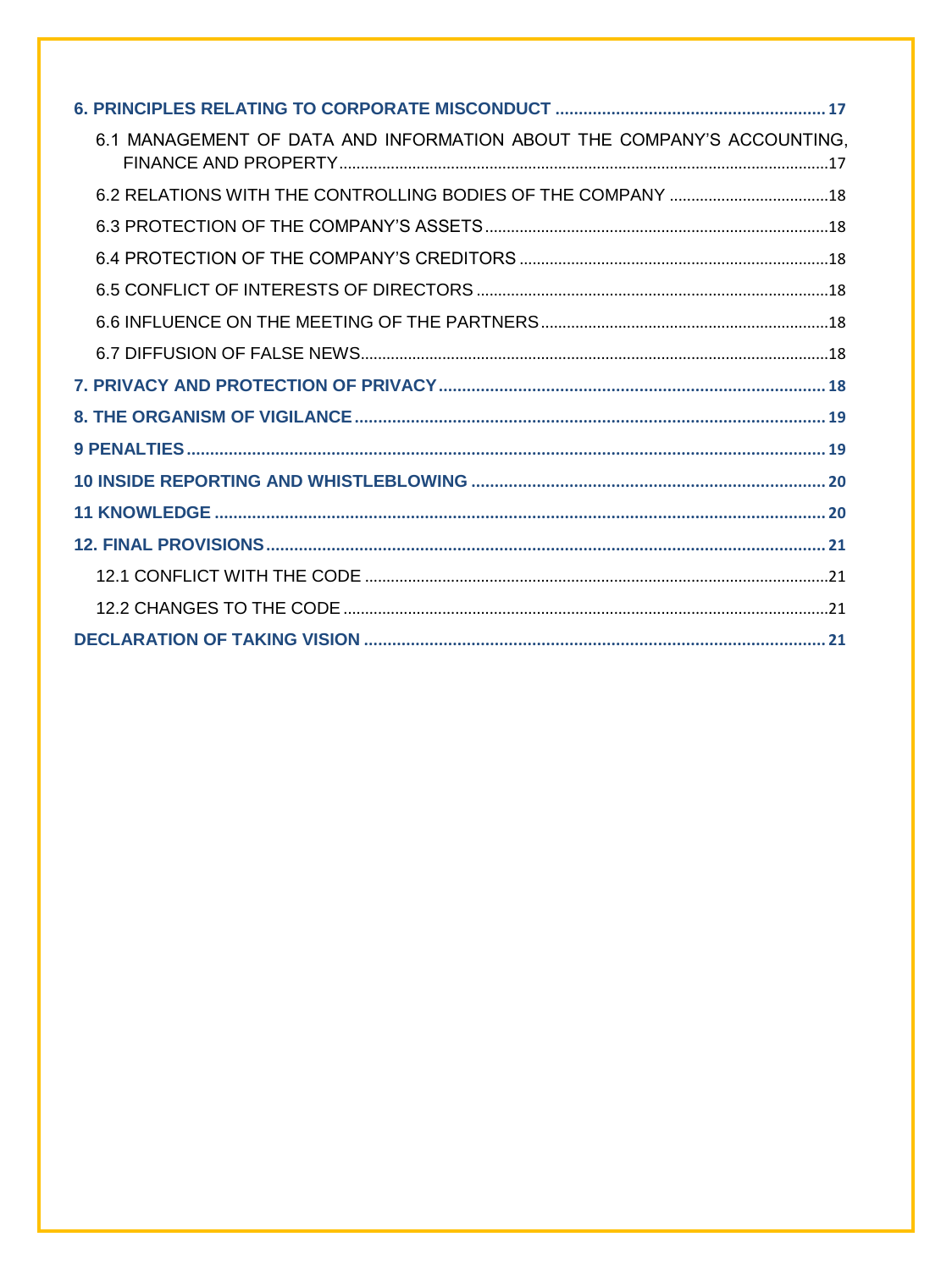**6. PRINCIPLES RELATING TO CORPORATE MISCONDUCT** ........ 17

- 6.1 MANAGEMENT OF DATA AND INFORMATION ABOUT THE COMPANY'S ACCOUNTING, FINANCE AND PROPERTY ........ 17
- 6.2 RELATIONS WITH THE CONTROLLING BODIES OF THE COMPANY ........ 18
- 6.3 PROTECTION OF THE COMPANY'S ASSETS ........ 18
- 6.4 PROTECTION OF THE COMPANY'S CREDITORS ........ 18
- 6.5 CONFLICT OF INTERESTS OF DIRECTORS ........ 18
- 6.6 INFLUENCE ON THE MEETING OF THE PARTNERS ........ 18
- 6.7 DIFFUSION OF FALSE NEWS ........ 18

**7. PRIVACY AND PROTECTION OF PRIVACY** ........ 18

**8. THE ORGANISM OF VIGILANCE** ........ 19

**9 PENALTIES** ........ 19

**10 INSIDE REPORTING AND WHISTLEBLOWING** ........ 20

**11 KNOWLEDGE** ........ 20

**12. FINAL PROVISIONS** ........ 21

- 12.1 CONFLICT WITH THE CODE ........ 21
- 12.2 CHANGES TO THE CODE ........ 21

**DECLARATION OF TAKING VISION** ........ 21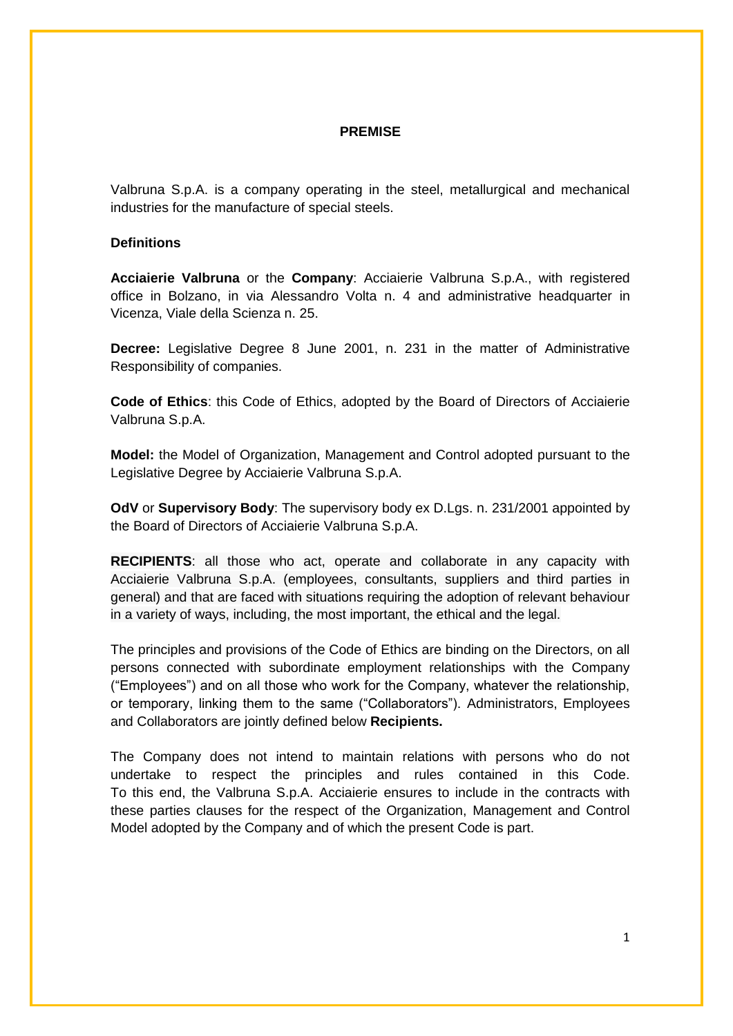## PREMISE

Valbruna S.p.A. is a company operating in the steel, metallurgical and mechanical industries for the manufacture of special steels.

### Definitions

**Acciaierie Valbruna** or the **Company**: Acciaierie Valbruna S.p.A., with registered office in Bolzano, in via Alessandro Volta n. 4 and administrative headquarter in Vicenza, Viale della Scienza n. 25.

**Decree:** Legislative Degree 8 June 2001, n. 231 in the matter of Administrative Responsibility of companies.

**Code of Ethics**: this Code of Ethics, adopted by the Board of Directors of Acciaierie Valbruna S.p.A.

**Model:** the Model of Organization, Management and Control adopted pursuant to the Legislative Degree by Acciaierie Valbruna S.p.A.

**OdV** or **Supervisory Body**: The supervisory body ex D.Lgs. n. 231/2001 appointed by the Board of Directors of Acciaierie Valbruna S.p.A.

**RECIPIENTS**: all those who act, operate and collaborate in any capacity with Acciaierie Valbruna S.p.A. (employees, consultants, suppliers and third parties in general) and that are faced with situations requiring the adoption of relevant behaviour in a variety of ways, including, the most important, the ethical and the legal.

The principles and provisions of the Code of Ethics are binding on the Directors, on all persons connected with subordinate employment relationships with the Company ("Employees") and on all those who work for the Company, whatever the relationship, or temporary, linking them to the same ("Collaborators"). Administrators, Employees and Collaborators are jointly defined below **Recipients.**

The Company does not intend to maintain relations with persons who do not undertake to respect the principles and rules contained in this Code. To this end, the Valbruna S.p.A. Acciaierie ensures to include in the contracts with these parties clauses for the respect of the Organization, Management and Control Model adopted by the Company and of which the present Code is part.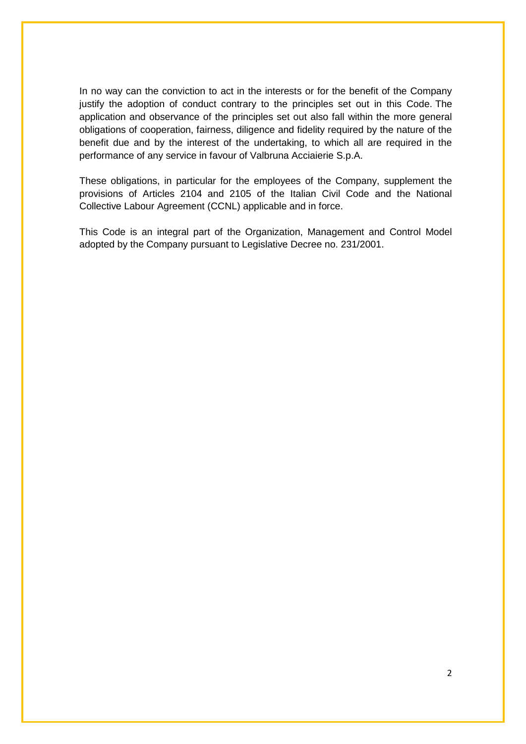In no way can the conviction to act in the interests or for the benefit of the Company justify the adoption of conduct contrary to the principles set out in this Code. The application and observance of the principles set out also fall within the more general obligations of cooperation, fairness, diligence and fidelity required by the nature of the benefit due and by the interest of the undertaking, to which all are required in the performance of any service in favour of Valbruna Acciaierie S.p.A.

These obligations, in particular for the employees of the Company, supplement the provisions of Articles 2104 and 2105 of the Italian Civil Code and the National Collective Labour Agreement (CCNL) applicable and in force.

This Code is an integral part of the Organization, Management and Control Model adopted by the Company pursuant to Legislative Decree no. 231/2001.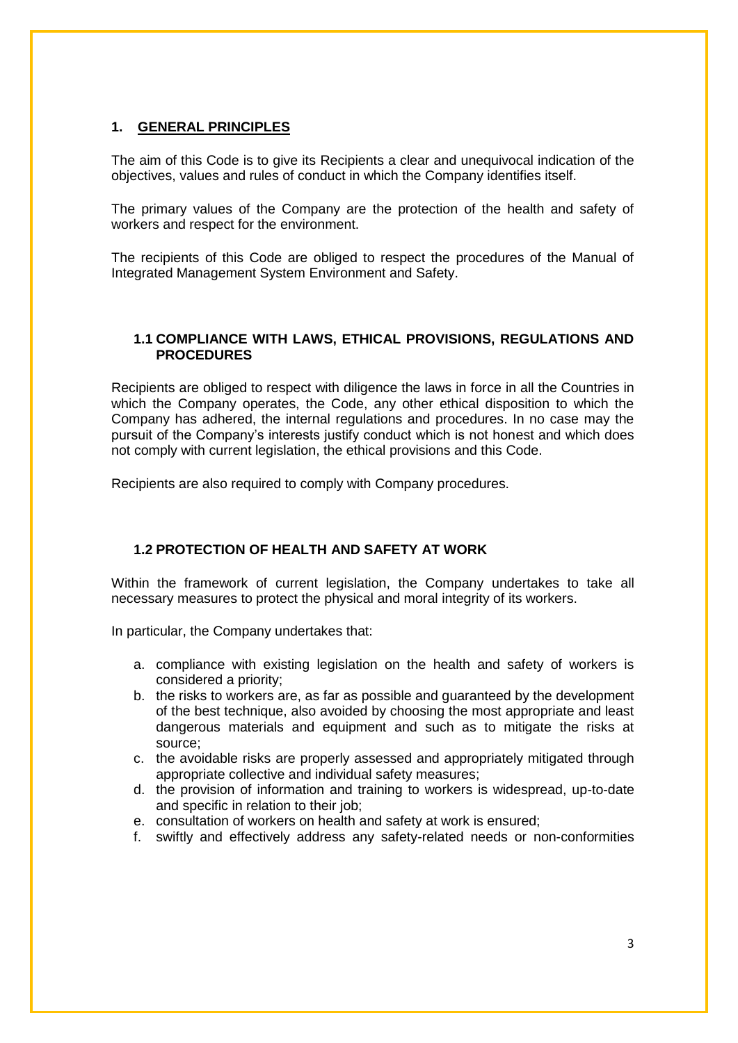# 1. GENERAL PRINCIPLES

The aim of this Code is to give its Recipients a clear and unequivocal indication of the objectives, values and rules of conduct in which the Company identifies itself.

The primary values of the Company are the protection of the health and safety of workers and respect for the environment.

The recipients of this Code are obliged to respect the procedures of the Manual of Integrated Management System Environment and Safety.

## 1.1 COMPLIANCE WITH LAWS, ETHICAL PROVISIONS, REGULATIONS AND PROCEDURES

Recipients are obliged to respect with diligence the laws in force in all the Countries in which the Company operates, the Code, any other ethical disposition to which the Company has adhered, the internal regulations and procedures. In no case may the pursuit of the Company's interests justify conduct which is not honest and which does not comply with current legislation, the ethical provisions and this Code.

Recipients are also required to comply with Company procedures.

## 1.2 PROTECTION OF HEALTH AND SAFETY AT WORK

Within the framework of current legislation, the Company undertakes to take all necessary measures to protect the physical and moral integrity of its workers.

In particular, the Company undertakes that:

a. compliance with existing legislation on the health and safety of workers is considered a priority;
b. the risks to workers are, as far as possible and guaranteed by the development of the best technique, also avoided by choosing the most appropriate and least dangerous materials and equipment and such as to mitigate the risks at source;
c. the avoidable risks are properly assessed and appropriately mitigated through appropriate collective and individual safety measures;
d. the provision of information and training to workers is widespread, up-to-date and specific in relation to their job;
e. consultation of workers on health and safety at work is ensured;
f. swiftly and effectively address any safety-related needs or non-conformities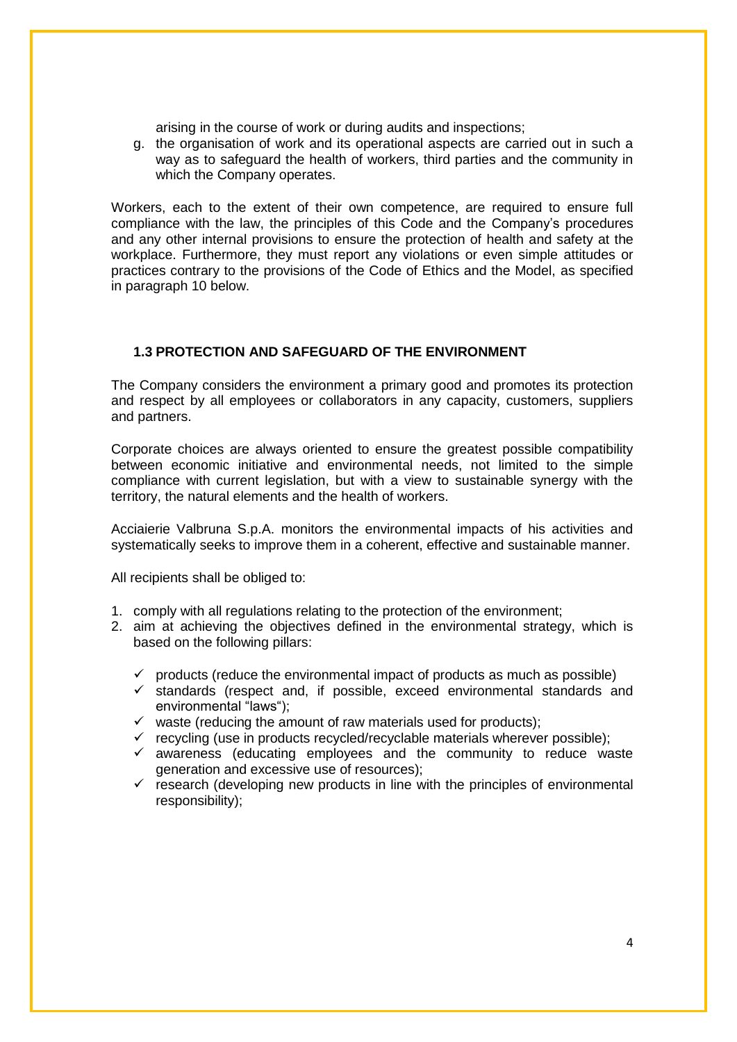arising in the course of work or during audits and inspections;

g. the organisation of work and its operational aspects are carried out in such a way as to safeguard the health of workers, third parties and the community in which the Company operates.

Workers, each to the extent of their own competence, are required to ensure full compliance with the law, the principles of this Code and the Company's procedures and any other internal provisions to ensure the protection of health and safety at the workplace. Furthermore, they must report any violations or even simple attitudes or practices contrary to the provisions of the Code of Ethics and the Model, as specified in paragraph 10 below.

### 1.3 PROTECTION AND SAFEGUARD OF THE ENVIRONMENT

The Company considers the environment a primary good and promotes its protection and respect by all employees or collaborators in any capacity, customers, suppliers and partners.

Corporate choices are always oriented to ensure the greatest possible compatibility between economic initiative and environmental needs, not limited to the simple compliance with current legislation, but with a view to sustainable synergy with the territory, the natural elements and the health of workers.

Acciaierie Valbruna S.p.A. monitors the environmental impacts of his activities and systematically seeks to improve them in a coherent, effective and sustainable manner.

All recipients shall be obliged to:

1. comply with all regulations relating to the protection of the environment;
2. aim at achieving the objectives defined in the environmental strategy, which is based on the following pillars:
   - ✓ products (reduce the environmental impact of products as much as possible)
   - ✓ standards (respect and, if possible, exceed environmental standards and environmental "laws");
   - ✓ waste (reducing the amount of raw materials used for products);
   - ✓ recycling (use in products recycled/recyclable materials wherever possible);
   - ✓ awareness (educating employees and the community to reduce waste generation and excessive use of resources);
   - ✓ research (developing new products in line with the principles of environmental responsibility);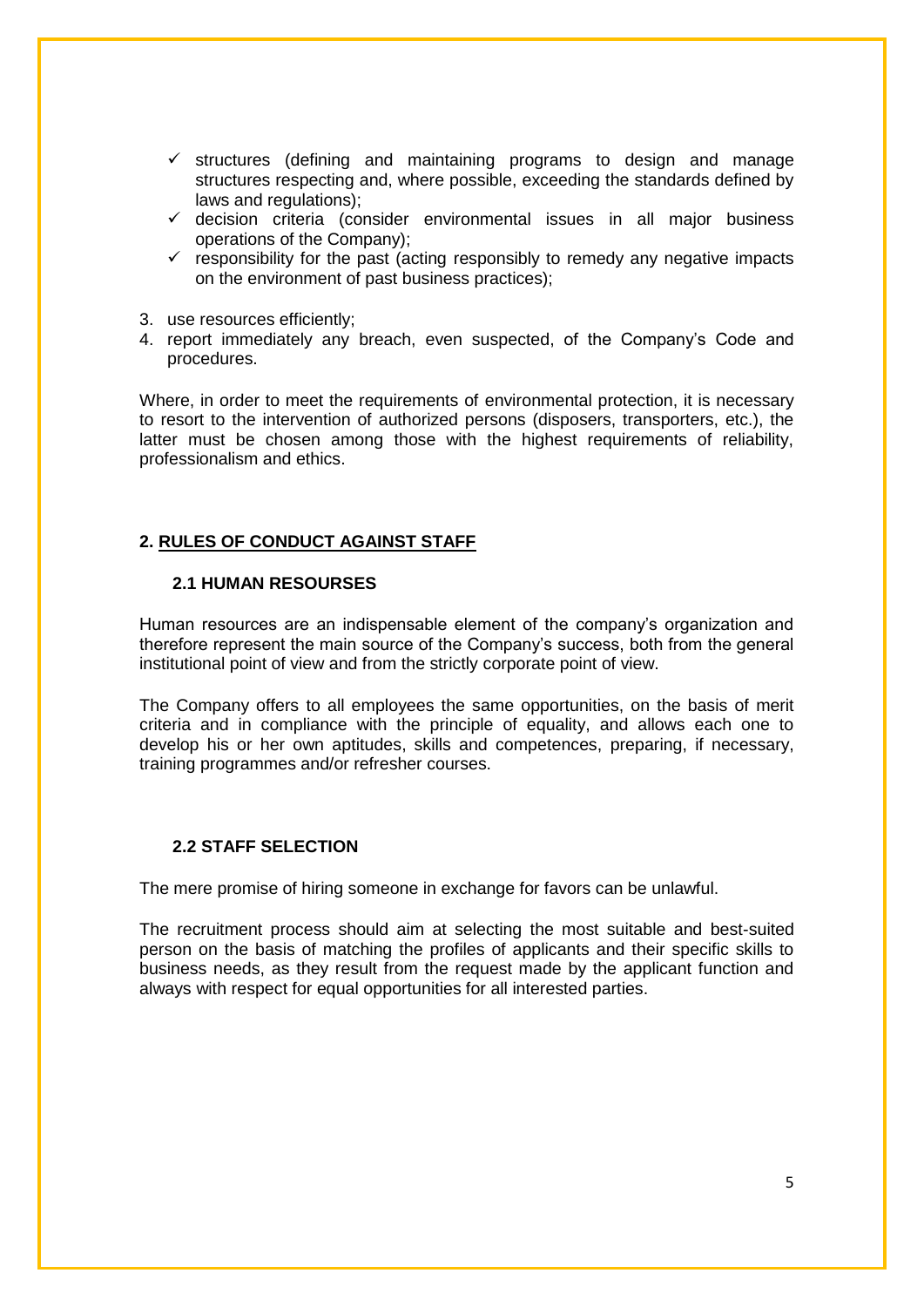- ✓ structures (defining and maintaining programs to design and manage structures respecting and, where possible, exceeding the standards defined by laws and regulations);
- ✓ decision criteria (consider environmental issues in all major business operations of the Company);
- ✓ responsibility for the past (acting responsibly to remedy any negative impacts on the environment of past business practices);

3. use resources efficiently;
4. report immediately any breach, even suspected, of the Company's Code and procedures.

Where, in order to meet the requirements of environmental protection, it is necessary to resort to the intervention of authorized persons (disposers, transporters, etc.), the latter must be chosen among those with the highest requirements of reliability, professionalism and ethics.

## 2. <u>RULES OF CONDUCT AGAINST STAFF</u>

### 2.1 HUMAN RESOURSES

Human resources are an indispensable element of the company's organization and therefore represent the main source of the Company's success, both from the general institutional point of view and from the strictly corporate point of view.

The Company offers to all employees the same opportunities, on the basis of merit criteria and in compliance with the principle of equality, and allows each one to develop his or her own aptitudes, skills and competences, preparing, if necessary, training programmes and/or refresher courses.

### 2.2 STAFF SELECTION

The mere promise of hiring someone in exchange for favors can be unlawful.

The recruitment process should aim at selecting the most suitable and best-suited person on the basis of matching the profiles of applicants and their specific skills to business needs, as they result from the request made by the applicant function and always with respect for equal opportunities for all interested parties.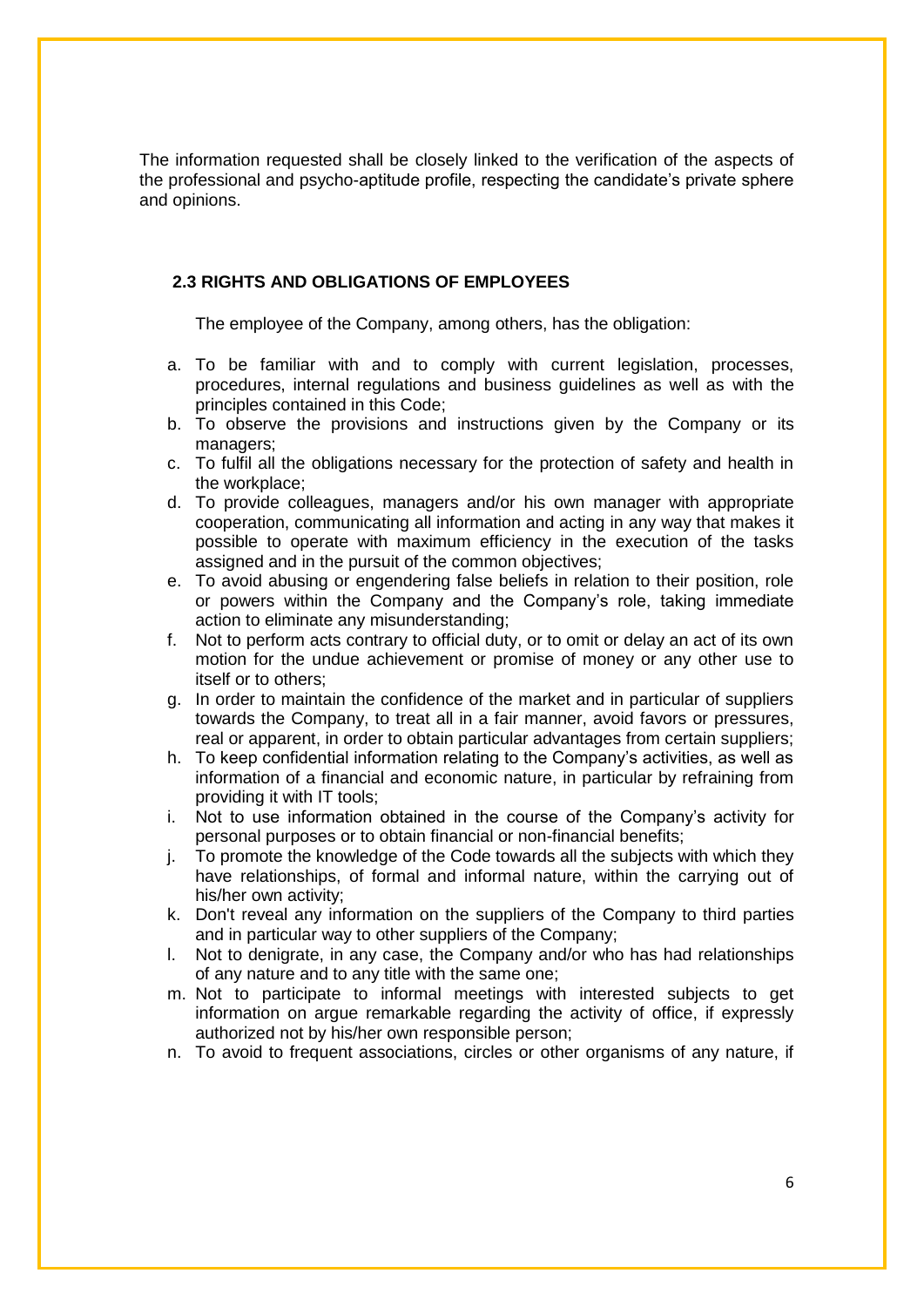The information requested shall be closely linked to the verification of the aspects of the professional and psycho-aptitude profile, respecting the candidate's private sphere and opinions.

### 2.3 RIGHTS AND OBLIGATIONS OF EMPLOYEES

The employee of the Company, among others, has the obligation:

a. To be familiar with and to comply with current legislation, processes, procedures, internal regulations and business guidelines as well as with the principles contained in this Code;
b. To observe the provisions and instructions given by the Company or its managers;
c. To fulfil all the obligations necessary for the protection of safety and health in the workplace;
d. To provide colleagues, managers and/or his own manager with appropriate cooperation, communicating all information and acting in any way that makes it possible to operate with maximum efficiency in the execution of the tasks assigned and in the pursuit of the common objectives;
e. To avoid abusing or engendering false beliefs in relation to their position, role or powers within the Company and the Company's role, taking immediate action to eliminate any misunderstanding;
f. Not to perform acts contrary to official duty, or to omit or delay an act of its own motion for the undue achievement or promise of money or any other use to itself or to others;
g. In order to maintain the confidence of the market and in particular of suppliers towards the Company, to treat all in a fair manner, avoid favors or pressures, real or apparent, in order to obtain particular advantages from certain suppliers;
h. To keep confidential information relating to the Company's activities, as well as information of a financial and economic nature, in particular by refraining from providing it with IT tools;
i. Not to use information obtained in the course of the Company's activity for personal purposes or to obtain financial or non-financial benefits;
j. To promote the knowledge of the Code towards all the subjects with which they have relationships, of formal and informal nature, within the carrying out of his/her own activity;
k. Don't reveal any information on the suppliers of the Company to third parties and in particular way to other suppliers of the Company;
l. Not to denigrate, in any case, the Company and/or who has had relationships of any nature and to any title with the same one;
m. Not to participate to informal meetings with interested subjects to get information on argue remarkable regarding the activity of office, if expressly authorized not by his/her own responsible person;
n. To avoid to frequent associations, circles or other organisms of any nature, if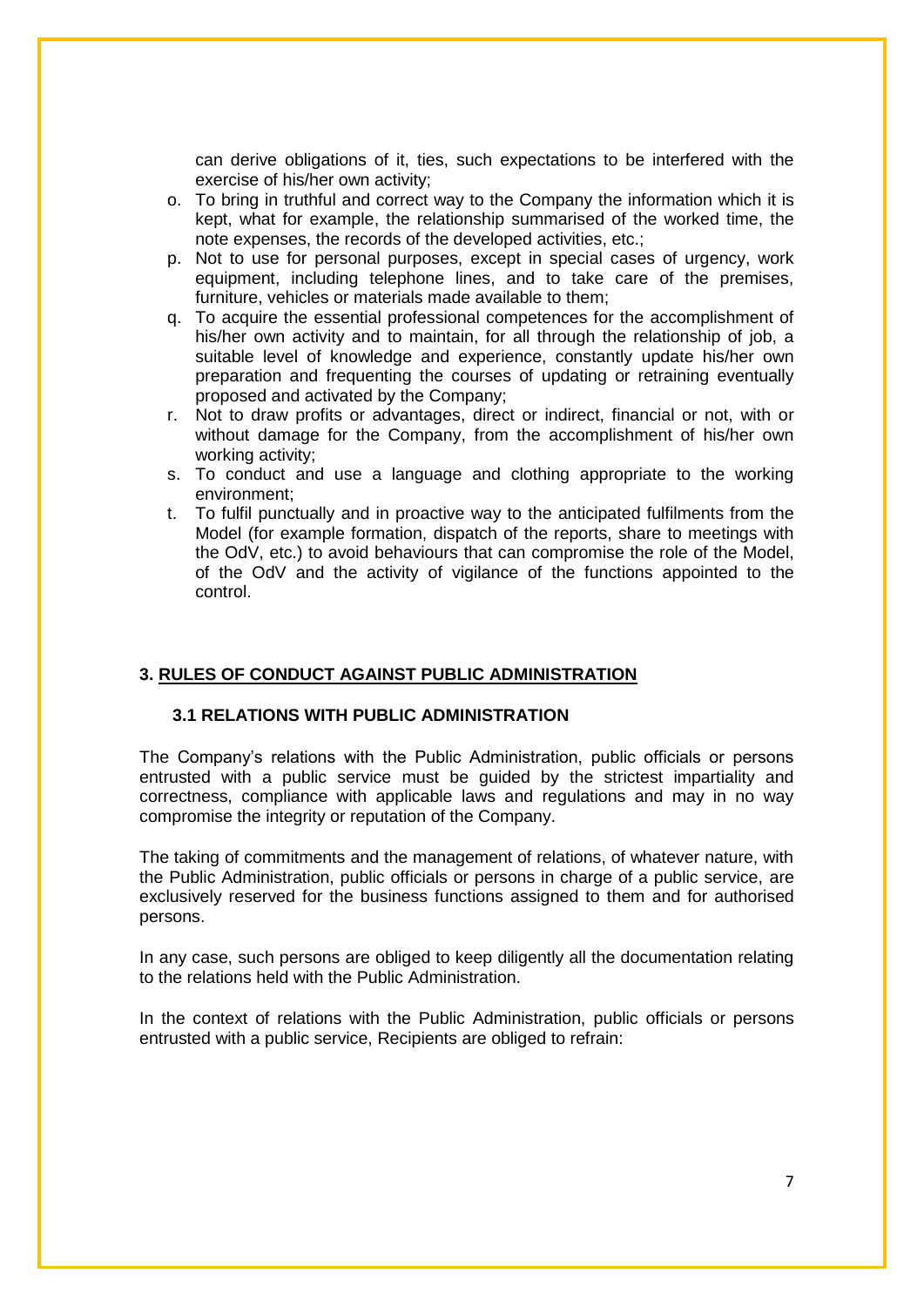can derive obligations of it, ties, such expectations to be interfered with the exercise of his/her own activity;

o. To bring in truthful and correct way to the Company the information which it is kept, what for example, the relationship summarised of the worked time, the note expenses, the records of the developed activities, etc.;
p. Not to use for personal purposes, except in special cases of urgency, work equipment, including telephone lines, and to take care of the premises, furniture, vehicles or materials made available to them;
q. To acquire the essential professional competences for the accomplishment of his/her own activity and to maintain, for all through the relationship of job, a suitable level of knowledge and experience, constantly update his/her own preparation and frequenting the courses of updating or retraining eventually proposed and activated by the Company;
r. Not to draw profits or advantages, direct or indirect, financial or not, with or without damage for the Company, from the accomplishment of his/her own working activity;
s. To conduct and use a language and clothing appropriate to the working environment;
t. To fulfil punctually and in proactive way to the anticipated fulfilments from the Model (for example formation, dispatch of the reports, share to meetings with the OdV, etc.) to avoid behaviours that can compromise the role of the Model, of the OdV and the activity of vigilance of the functions appointed to the control.

## 3. RULES OF CONDUCT AGAINST PUBLIC ADMINISTRATION

### 3.1 RELATIONS WITH PUBLIC ADMINISTRATION

The Company's relations with the Public Administration, public officials or persons entrusted with a public service must be guided by the strictest impartiality and correctness, compliance with applicable laws and regulations and may in no way compromise the integrity or reputation of the Company.

The taking of commitments and the management of relations, of whatever nature, with the Public Administration, public officials or persons in charge of a public service, are exclusively reserved for the business functions assigned to them and for authorised persons.

In any case, such persons are obliged to keep diligently all the documentation relating to the relations held with the Public Administration.

In the context of relations with the Public Administration, public officials or persons entrusted with a public service, Recipients are obliged to refrain: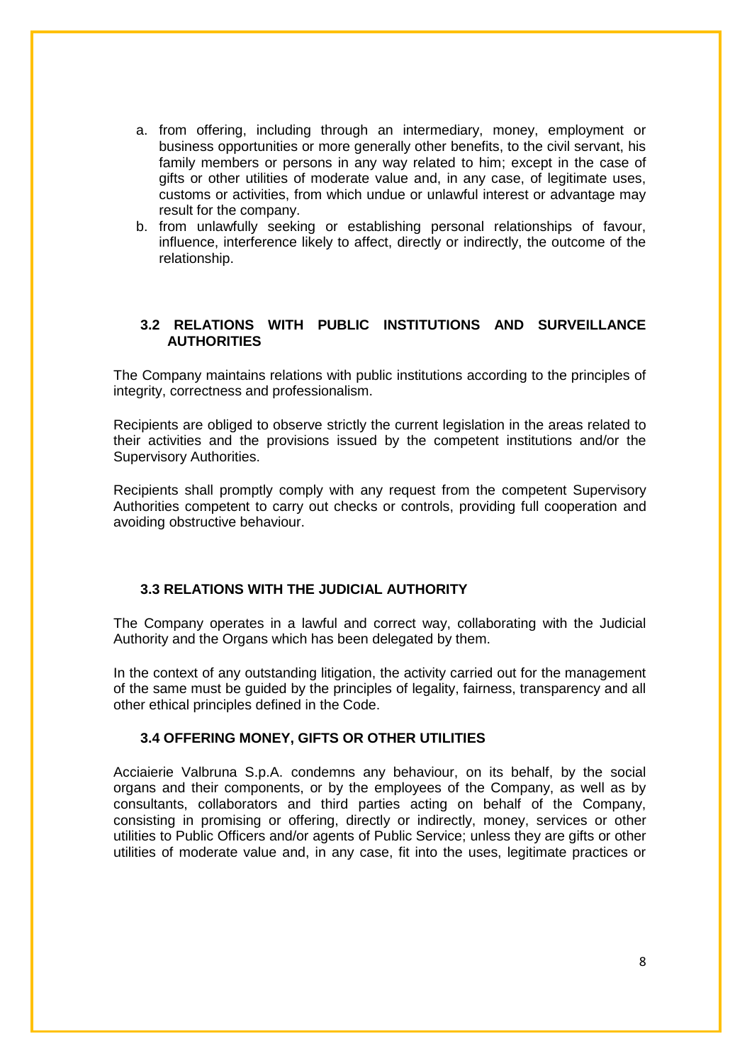a. from offering, including through an intermediary, money, employment or business opportunities or more generally other benefits, to the civil servant, his family members or persons in any way related to him; except in the case of gifts or other utilities of moderate value and, in any case, of legitimate uses, customs or activities, from which undue or unlawful interest or advantage may result for the company.
b. from unlawfully seeking or establishing personal relationships of favour, influence, interference likely to affect, directly or indirectly, the outcome of the relationship.

### 3.2 RELATIONS WITH PUBLIC INSTITUTIONS AND SURVEILLANCE AUTHORITIES

The Company maintains relations with public institutions according to the principles of integrity, correctness and professionalism.

Recipients are obliged to observe strictly the current legislation in the areas related to their activities and the provisions issued by the competent institutions and/or the Supervisory Authorities.

Recipients shall promptly comply with any request from the competent Supervisory Authorities competent to carry out checks or controls, providing full cooperation and avoiding obstructive behaviour.

### 3.3 RELATIONS WITH THE JUDICIAL AUTHORITY

The Company operates in a lawful and correct way, collaborating with the Judicial Authority and the Organs which has been delegated by them.

In the context of any outstanding litigation, the activity carried out for the management of the same must be guided by the principles of legality, fairness, transparency and all other ethical principles defined in the Code.

### 3.4 OFFERING MONEY, GIFTS OR OTHER UTILITIES

Acciaierie Valbruna S.p.A. condemns any behaviour, on its behalf, by the social organs and their components, or by the employees of the Company, as well as by consultants, collaborators and third parties acting on behalf of the Company, consisting in promising or offering, directly or indirectly, money, services or other utilities to Public Officers and/or agents of Public Service; unless they are gifts or other utilities of moderate value and, in any case, fit into the uses, legitimate practices or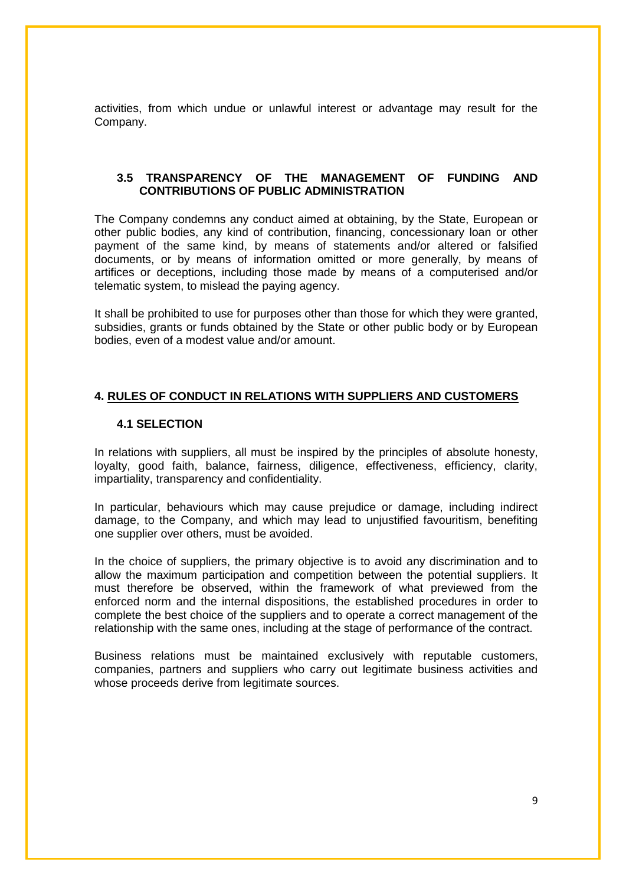activities, from which undue or unlawful interest or advantage may result for the Company.

### 3.5 TRANSPARENCY OF THE MANAGEMENT OF FUNDING AND CONTRIBUTIONS OF PUBLIC ADMINISTRATION

The Company condemns any conduct aimed at obtaining, by the State, European or other public bodies, any kind of contribution, financing, concessionary loan or other payment of the same kind, by means of statements and/or altered or falsified documents, or by means of information omitted or more generally, by means of artifices or deceptions, including those made by means of a computerised and/or telematic system, to mislead the paying agency.

It shall be prohibited to use for purposes other than those for which they were granted, subsidies, grants or funds obtained by the State or other public body or by European bodies, even of a modest value and/or amount.

## 4. RULES OF CONDUCT IN RELATIONS WITH SUPPLIERS AND CUSTOMERS

### 4.1 SELECTION

In relations with suppliers, all must be inspired by the principles of absolute honesty, loyalty, good faith, balance, fairness, diligence, effectiveness, efficiency, clarity, impartiality, transparency and confidentiality.

In particular, behaviours which may cause prejudice or damage, including indirect damage, to the Company, and which may lead to unjustified favouritism, benefiting one supplier over others, must be avoided.

In the choice of suppliers, the primary objective is to avoid any discrimination and to allow the maximum participation and competition between the potential suppliers. It must therefore be observed, within the framework of what previewed from the enforced norm and the internal dispositions, the established procedures in order to complete the best choice of the suppliers and to operate a correct management of the relationship with the same ones, including at the stage of performance of the contract.

Business relations must be maintained exclusively with reputable customers, companies, partners and suppliers who carry out legitimate business activities and whose proceeds derive from legitimate sources.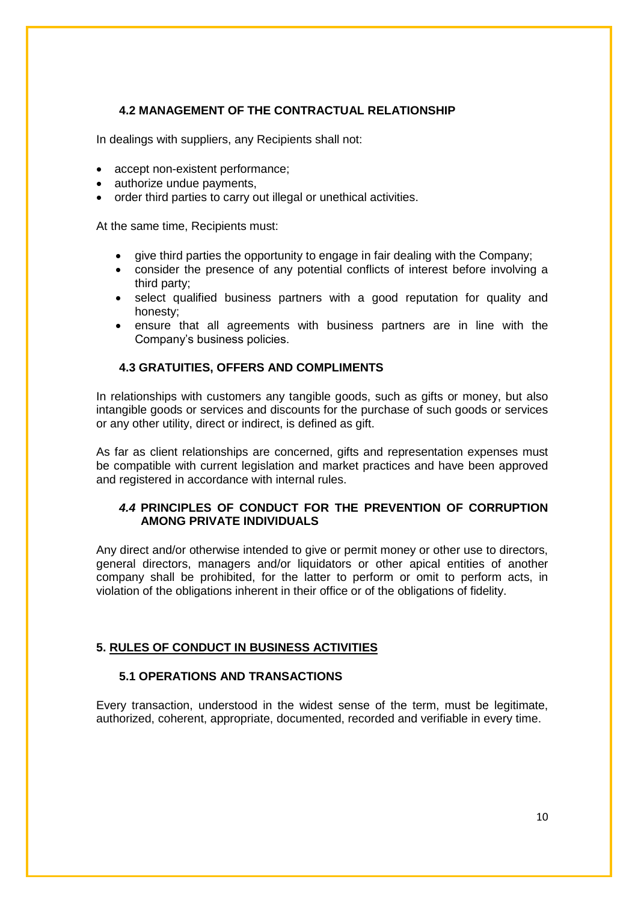### 4.2 MANAGEMENT OF THE CONTRACTUAL RELATIONSHIP

In dealings with suppliers, any Recipients shall not:

- accept non-existent performance;
- authorize undue payments,
- order third parties to carry out illegal or unethical activities.

At the same time, Recipients must:

- give third parties the opportunity to engage in fair dealing with the Company;
- consider the presence of any potential conflicts of interest before involving a third party;
- select qualified business partners with a good reputation for quality and honesty;
- ensure that all agreements with business partners are in line with the Company's business policies.

### 4.3 GRATUITIES, OFFERS AND COMPLIMENTS

In relationships with customers any tangible goods, such as gifts or money, but also intangible goods or services and discounts for the purchase of such goods or services or any other utility, direct or indirect, is defined as gift.

As far as client relationships are concerned, gifts and representation expenses must be compatible with current legislation and market practices and have been approved and registered in accordance with internal rules.

### *4.4* PRINCIPLES OF CONDUCT FOR THE PREVENTION OF CORRUPTION AMONG PRIVATE INDIVIDUALS

Any direct and/or otherwise intended to give or permit money or other use to directors, general directors, managers and/or liquidators or other apical entities of another company shall be prohibited, for the latter to perform or omit to perform acts, in violation of the obligations inherent in their office or of the obligations of fidelity.

## 5. RULES OF CONDUCT IN BUSINESS ACTIVITIES

### 5.1 OPERATIONS AND TRANSACTIONS

Every transaction, understood in the widest sense of the term, must be legitimate, authorized, coherent, appropriate, documented, recorded and verifiable in every time.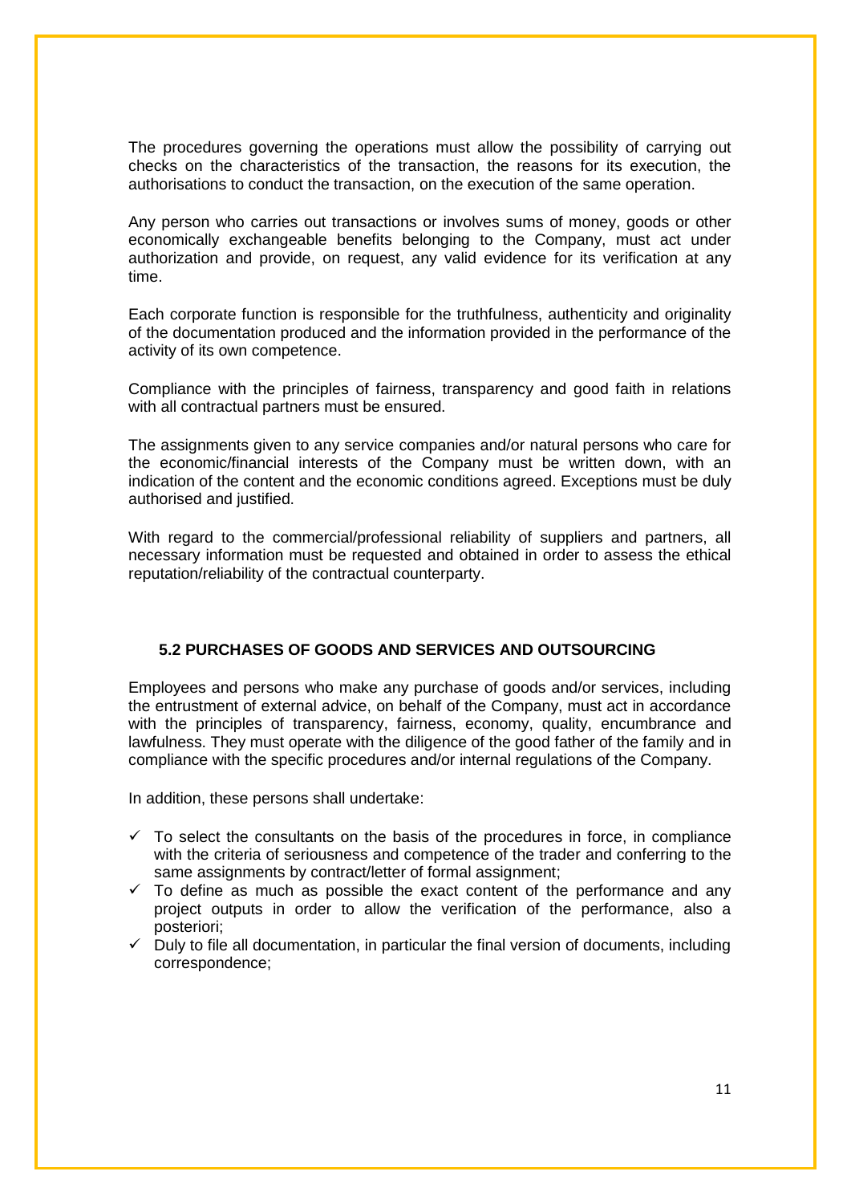The procedures governing the operations must allow the possibility of carrying out checks on the characteristics of the transaction, the reasons for its execution, the authorisations to conduct the transaction, on the execution of the same operation.

Any person who carries out transactions or involves sums of money, goods or other economically exchangeable benefits belonging to the Company, must act under authorization and provide, on request, any valid evidence for its verification at any time.

Each corporate function is responsible for the truthfulness, authenticity and originality of the documentation produced and the information provided in the performance of the activity of its own competence.

Compliance with the principles of fairness, transparency and good faith in relations with all contractual partners must be ensured.

The assignments given to any service companies and/or natural persons who care for the economic/financial interests of the Company must be written down, with an indication of the content and the economic conditions agreed. Exceptions must be duly authorised and justified.

With regard to the commercial/professional reliability of suppliers and partners, all necessary information must be requested and obtained in order to assess the ethical reputation/reliability of the contractual counterparty.

## 5.2 PURCHASES OF GOODS AND SERVICES AND OUTSOURCING

Employees and persons who make any purchase of goods and/or services, including the entrustment of external advice, on behalf of the Company, must act in accordance with the principles of transparency, fairness, economy, quality, encumbrance and lawfulness. They must operate with the diligence of the good father of the family and in compliance with the specific procedures and/or internal regulations of the Company.

In addition, these persons shall undertake:

- ✓ To select the consultants on the basis of the procedures in force, in compliance with the criteria of seriousness and competence of the trader and conferring to the same assignments by contract/letter of formal assignment;
- ✓ To define as much as possible the exact content of the performance and any project outputs in order to allow the verification of the performance, also a posteriori;
- ✓ Duly to file all documentation, in particular the final version of documents, including correspondence;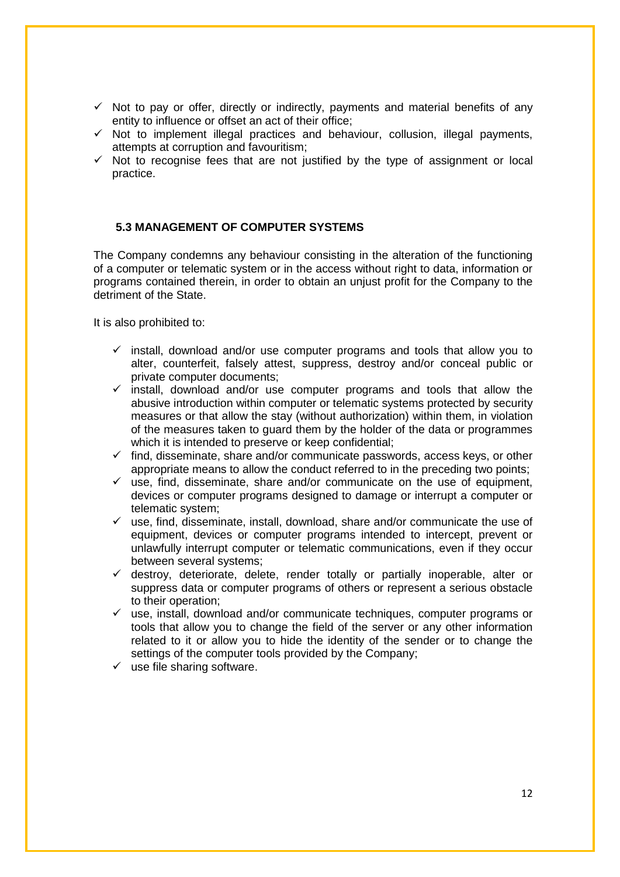- ✓ Not to pay or offer, directly or indirectly, payments and material benefits of any entity to influence or offset an act of their office;
- ✓ Not to implement illegal practices and behaviour, collusion, illegal payments, attempts at corruption and favouritism;
- ✓ Not to recognise fees that are not justified by the type of assignment or local practice.

### 5.3 MANAGEMENT OF COMPUTER SYSTEMS

The Company condemns any behaviour consisting in the alteration of the functioning of a computer or telematic system or in the access without right to data, information or programs contained therein, in order to obtain an unjust profit for the Company to the detriment of the State.

It is also prohibited to:

- ✓ install, download and/or use computer programs and tools that allow you to alter, counterfeit, falsely attest, suppress, destroy and/or conceal public or private computer documents;
- ✓ install, download and/or use computer programs and tools that allow the abusive introduction within computer or telematic systems protected by security measures or that allow the stay (without authorization) within them, in violation of the measures taken to guard them by the holder of the data or programmes which it is intended to preserve or keep confidential;
- ✓ find, disseminate, share and/or communicate passwords, access keys, or other appropriate means to allow the conduct referred to in the preceding two points;
- ✓ use, find, disseminate, share and/or communicate on the use of equipment, devices or computer programs designed to damage or interrupt a computer or telematic system;
- ✓ use, find, disseminate, install, download, share and/or communicate the use of equipment, devices or computer programs intended to intercept, prevent or unlawfully interrupt computer or telematic communications, even if they occur between several systems;
- ✓ destroy, deteriorate, delete, render totally or partially inoperable, alter or suppress data or computer programs of others or represent a serious obstacle to their operation;
- ✓ use, install, download and/or communicate techniques, computer programs or tools that allow you to change the field of the server or any other information related to it or allow you to hide the identity of the sender or to change the settings of the computer tools provided by the Company;
- ✓ use file sharing software.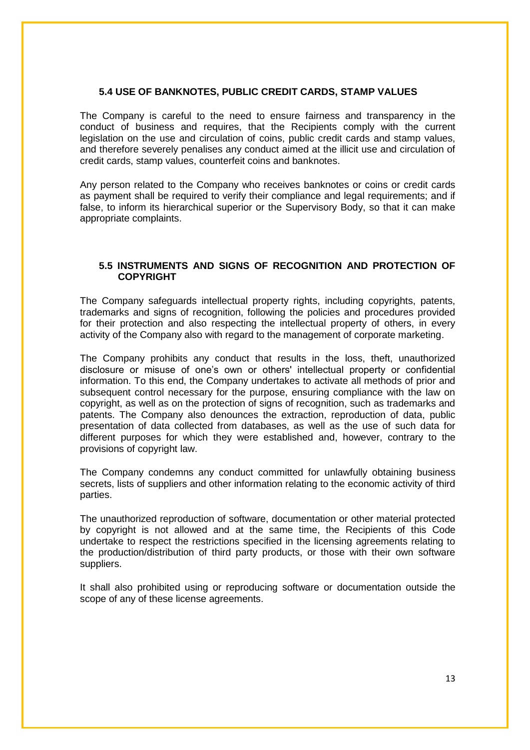### 5.4 USE OF BANKNOTES, PUBLIC CREDIT CARDS, STAMP VALUES

The Company is careful to the need to ensure fairness and transparency in the conduct of business and requires, that the Recipients comply with the current legislation on the use and circulation of coins, public credit cards and stamp values, and therefore severely penalises any conduct aimed at the illicit use and circulation of credit cards, stamp values, counterfeit coins and banknotes.

Any person related to the Company who receives banknotes or coins or credit cards as payment shall be required to verify their compliance and legal requirements; and if false, to inform its hierarchical superior or the Supervisory Body, so that it can make appropriate complaints.

### 5.5 INSTRUMENTS AND SIGNS OF RECOGNITION AND PROTECTION OF COPYRIGHT

The Company safeguards intellectual property rights, including copyrights, patents, trademarks and signs of recognition, following the policies and procedures provided for their protection and also respecting the intellectual property of others, in every activity of the Company also with regard to the management of corporate marketing.

The Company prohibits any conduct that results in the loss, theft, unauthorized disclosure or misuse of one's own or others' intellectual property or confidential information. To this end, the Company undertakes to activate all methods of prior and subsequent control necessary for the purpose, ensuring compliance with the law on copyright, as well as on the protection of signs of recognition, such as trademarks and patents. The Company also denounces the extraction, reproduction of data, public presentation of data collected from databases, as well as the use of such data for different purposes for which they were established and, however, contrary to the provisions of copyright law.

The Company condemns any conduct committed for unlawfully obtaining business secrets, lists of suppliers and other information relating to the economic activity of third parties.

The unauthorized reproduction of software, documentation or other material protected by copyright is not allowed and at the same time, the Recipients of this Code undertake to respect the restrictions specified in the licensing agreements relating to the production/distribution of third party products, or those with their own software suppliers.

It shall also prohibited using or reproducing software or documentation outside the scope of any of these license agreements.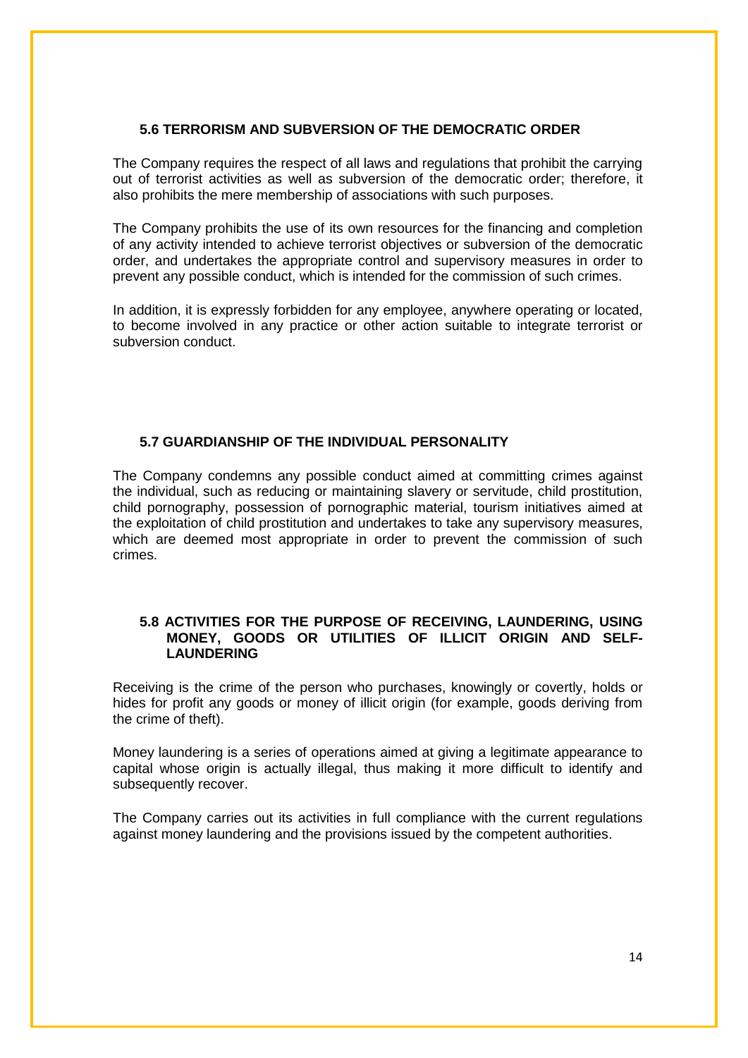### 5.6 TERRORISM AND SUBVERSION OF THE DEMOCRATIC ORDER

The Company requires the respect of all laws and regulations that prohibit the carrying out of terrorist activities as well as subversion of the democratic order; therefore, it also prohibits the mere membership of associations with such purposes.

The Company prohibits the use of its own resources for the financing and completion of any activity intended to achieve terrorist objectives or subversion of the democratic order, and undertakes the appropriate control and supervisory measures in order to prevent any possible conduct, which is intended for the commission of such crimes.

In addition, it is expressly forbidden for any employee, anywhere operating or located, to become involved in any practice or other action suitable to integrate terrorist or subversion conduct.

### 5.7 GUARDIANSHIP OF THE INDIVIDUAL PERSONALITY

The Company condemns any possible conduct aimed at committing crimes against the individual, such as reducing or maintaining slavery or servitude, child prostitution, child pornography, possession of pornographic material, tourism initiatives aimed at the exploitation of child prostitution and undertakes to take any supervisory measures, which are deemed most appropriate in order to prevent the commission of such crimes.

### 5.8 ACTIVITIES FOR THE PURPOSE OF RECEIVING, LAUNDERING, USING MONEY, GOODS OR UTILITIES OF ILLICIT ORIGIN AND SELF-LAUNDERING

Receiving is the crime of the person who purchases, knowingly or covertly, holds or hides for profit any goods or money of illicit origin (for example, goods deriving from the crime of theft).

Money laundering is a series of operations aimed at giving a legitimate appearance to capital whose origin is actually illegal, thus making it more difficult to identify and subsequently recover.

The Company carries out its activities in full compliance with the current regulations against money laundering and the provisions issued by the competent authorities.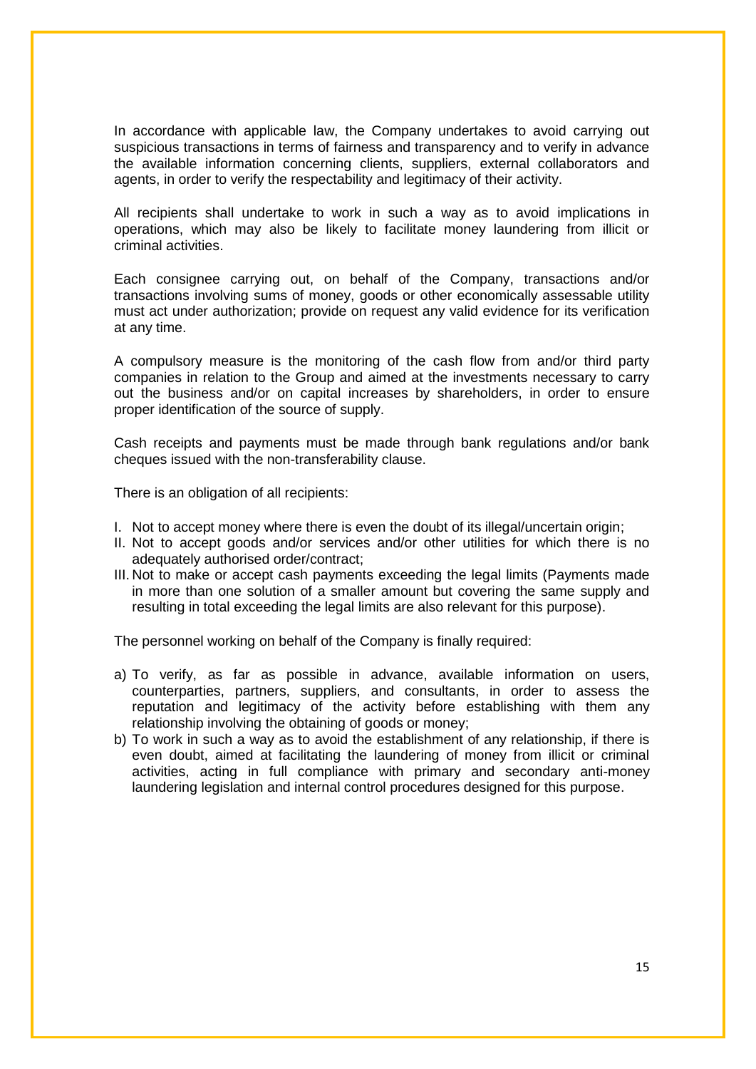In accordance with applicable law, the Company undertakes to avoid carrying out suspicious transactions in terms of fairness and transparency and to verify in advance the available information concerning clients, suppliers, external collaborators and agents, in order to verify the respectability and legitimacy of their activity.

All recipients shall undertake to work in such a way as to avoid implications in operations, which may also be likely to facilitate money laundering from illicit or criminal activities.

Each consignee carrying out, on behalf of the Company, transactions and/or transactions involving sums of money, goods or other economically assessable utility must act under authorization; provide on request any valid evidence for its verification at any time.

A compulsory measure is the monitoring of the cash flow from and/or third party companies in relation to the Group and aimed at the investments necessary to carry out the business and/or on capital increases by shareholders, in order to ensure proper identification of the source of supply.

Cash receipts and payments must be made through bank regulations and/or bank cheques issued with the non-transferability clause.

There is an obligation of all recipients:

I. Not to accept money where there is even the doubt of its illegal/uncertain origin;
II. Not to accept goods and/or services and/or other utilities for which there is no adequately authorised order/contract;
III. Not to make or accept cash payments exceeding the legal limits (Payments made in more than one solution of a smaller amount but covering the same supply and resulting in total exceeding the legal limits are also relevant for this purpose).

The personnel working on behalf of the Company is finally required:

a) To verify, as far as possible in advance, available information on users, counterparties, partners, suppliers, and consultants, in order to assess the reputation and legitimacy of the activity before establishing with them any relationship involving the obtaining of goods or money;
b) To work in such a way as to avoid the establishment of any relationship, if there is even doubt, aimed at facilitating the laundering of money from illicit or criminal activities, acting in full compliance with primary and secondary anti-money laundering legislation and internal control procedures designed for this purpose.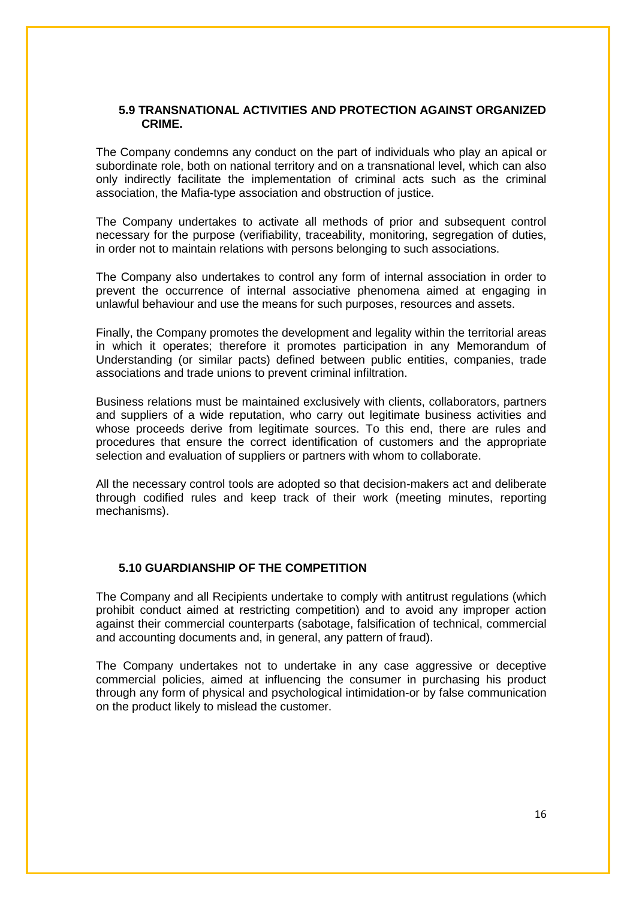### 5.9 TRANSNATIONAL ACTIVITIES AND PROTECTION AGAINST ORGANIZED CRIME.

The Company condemns any conduct on the part of individuals who play an apical or subordinate role, both on national territory and on a transnational level, which can also only indirectly facilitate the implementation of criminal acts such as the criminal association, the Mafia-type association and obstruction of justice.

The Company undertakes to activate all methods of prior and subsequent control necessary for the purpose (verifiability, traceability, monitoring, segregation of duties, in order not to maintain relations with persons belonging to such associations.

The Company also undertakes to control any form of internal association in order to prevent the occurrence of internal associative phenomena aimed at engaging in unlawful behaviour and use the means for such purposes, resources and assets.

Finally, the Company promotes the development and legality within the territorial areas in which it operates; therefore it promotes participation in any Memorandum of Understanding (or similar pacts) defined between public entities, companies, trade associations and trade unions to prevent criminal infiltration.

Business relations must be maintained exclusively with clients, collaborators, partners and suppliers of a wide reputation, who carry out legitimate business activities and whose proceeds derive from legitimate sources. To this end, there are rules and procedures that ensure the correct identification of customers and the appropriate selection and evaluation of suppliers or partners with whom to collaborate.

All the necessary control tools are adopted so that decision-makers act and deliberate through codified rules and keep track of their work (meeting minutes, reporting mechanisms).

### 5.10 GUARDIANSHIP OF THE COMPETITION

The Company and all Recipients undertake to comply with antitrust regulations (which prohibit conduct aimed at restricting competition) and to avoid any improper action against their commercial counterparts (sabotage, falsification of technical, commercial and accounting documents and, in general, any pattern of fraud).

The Company undertakes not to undertake in any case aggressive or deceptive commercial policies, aimed at influencing the consumer in purchasing his product through any form of physical and psychological intimidation-or by false communication on the product likely to mislead the customer.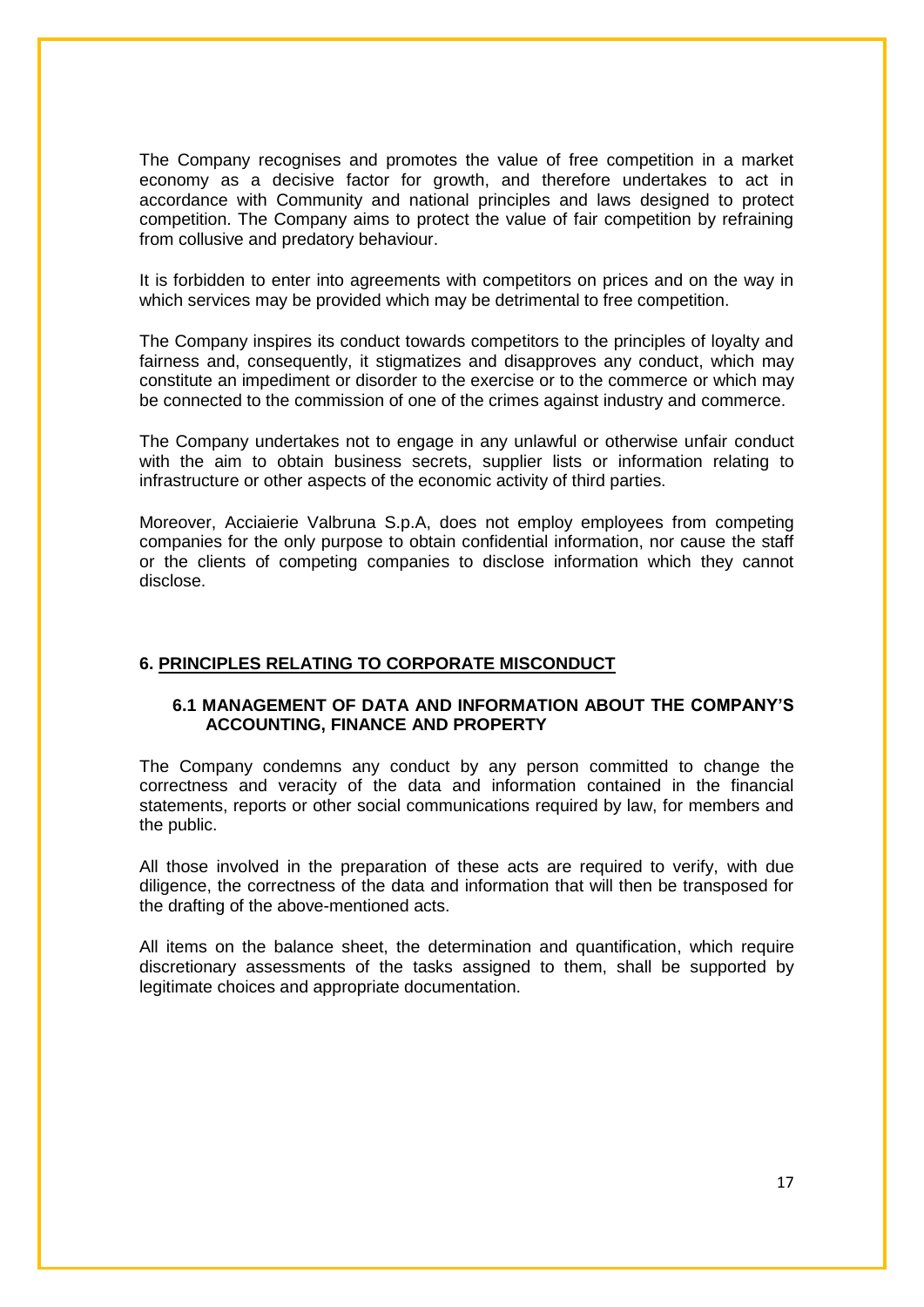The Company recognises and promotes the value of free competition in a market economy as a decisive factor for growth, and therefore undertakes to act in accordance with Community and national principles and laws designed to protect competition. The Company aims to protect the value of fair competition by refraining from collusive and predatory behaviour.

It is forbidden to enter into agreements with competitors on prices and on the way in which services may be provided which may be detrimental to free competition.

The Company inspires its conduct towards competitors to the principles of loyalty and fairness and, consequently, it stigmatizes and disapproves any conduct, which may constitute an impediment or disorder to the exercise or to the commerce or which may be connected to the commission of one of the crimes against industry and commerce.

The Company undertakes not to engage in any unlawful or otherwise unfair conduct with the aim to obtain business secrets, supplier lists or information relating to infrastructure or other aspects of the economic activity of third parties.

Moreover, Acciaierie Valbruna S.p.A, does not employ employees from competing companies for the only purpose to obtain confidential information, nor cause the staff or the clients of competing companies to disclose information which they cannot disclose.

## 6. PRINCIPLES RELATING TO CORPORATE MISCONDUCT

### 6.1 MANAGEMENT OF DATA AND INFORMATION ABOUT THE COMPANY'S ACCOUNTING, FINANCE AND PROPERTY

The Company condemns any conduct by any person committed to change the correctness and veracity of the data and information contained in the financial statements, reports or other social communications required by law, for members and the public.

All those involved in the preparation of these acts are required to verify, with due diligence, the correctness of the data and information that will then be transposed for the drafting of the above-mentioned acts.

All items on the balance sheet, the determination and quantification, which require discretionary assessments of the tasks assigned to them, shall be supported by legitimate choices and appropriate documentation.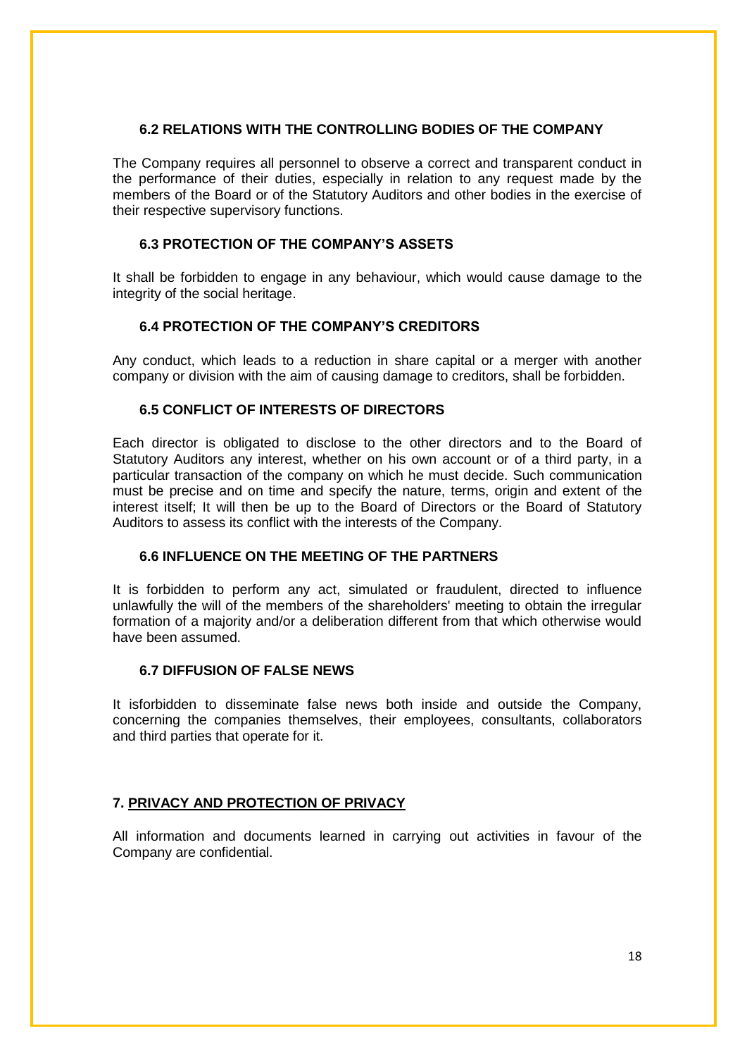### 6.2 RELATIONS WITH THE CONTROLLING BODIES OF THE COMPANY

The Company requires all personnel to observe a correct and transparent conduct in the performance of their duties, especially in relation to any request made by the members of the Board or of the Statutory Auditors and other bodies in the exercise of their respective supervisory functions.

### 6.3 PROTECTION OF THE COMPANY'S ASSETS

It shall be forbidden to engage in any behaviour, which would cause damage to the integrity of the social heritage.

### 6.4 PROTECTION OF THE COMPANY'S CREDITORS

Any conduct, which leads to a reduction in share capital or a merger with another company or division with the aim of causing damage to creditors, shall be forbidden.

### 6.5 CONFLICT OF INTERESTS OF DIRECTORS

Each director is obligated to disclose to the other directors and to the Board of Statutory Auditors any interest, whether on his own account or of a third party, in a particular transaction of the company on which he must decide. Such communication must be precise and on time and specify the nature, terms, origin and extent of the interest itself; It will then be up to the Board of Directors or the Board of Statutory Auditors to assess its conflict with the interests of the Company.

### 6.6 INFLUENCE ON THE MEETING OF THE PARTNERS

It is forbidden to perform any act, simulated or fraudulent, directed to influence unlawfully the will of the members of the shareholders' meeting to obtain the irregular formation of a majority and/or a deliberation different from that which otherwise would have been assumed.

### 6.7 DIFFUSION OF FALSE NEWS

It isforbidden to disseminate false news both inside and outside the Company, concerning the companies themselves, their employees, consultants, collaborators and third parties that operate for it.

## 7. PRIVACY AND PROTECTION OF PRIVACY

All information and documents learned in carrying out activities in favour of the Company are confidential.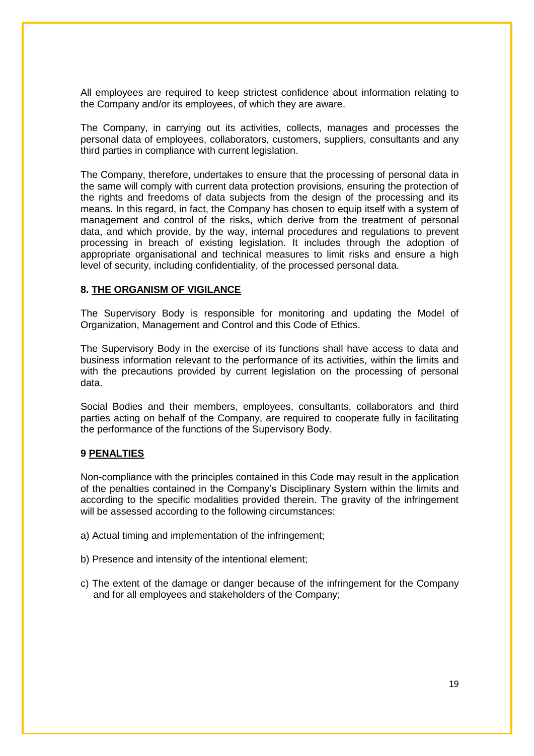All employees are required to keep strictest confidence about information relating to the Company and/or its employees, of which they are aware.

The Company, in carrying out its activities, collects, manages and processes the personal data of employees, collaborators, customers, suppliers, consultants and any third parties in compliance with current legislation.

The Company, therefore, undertakes to ensure that the processing of personal data in the same will comply with current data protection provisions, ensuring the protection of the rights and freedoms of data subjects from the design of the processing and its means. In this regard, in fact, the Company has chosen to equip itself with a system of management and control of the risks, which derive from the treatment of personal data, and which provide, by the way, internal procedures and regulations to prevent processing in breach of existing legislation. It includes through the adoption of appropriate organisational and technical measures to limit risks and ensure a high level of security, including confidentiality, of the processed personal data.

## 8. <u>THE ORGANISM OF VIGILANCE</u>

The Supervisory Body is responsible for monitoring and updating the Model of Organization, Management and Control and this Code of Ethics.

The Supervisory Body in the exercise of its functions shall have access to data and business information relevant to the performance of its activities, within the limits and with the precautions provided by current legislation on the processing of personal data.

Social Bodies and their members, employees, consultants, collaborators and third parties acting on behalf of the Company, are required to cooperate fully in facilitating the performance of the functions of the Supervisory Body.

## 9 <u>PENALTIES</u>

Non-compliance with the principles contained in this Code may result in the application of the penalties contained in the Company's Disciplinary System within the limits and according to the specific modalities provided therein. The gravity of the infringement will be assessed according to the following circumstances:

a) Actual timing and implementation of the infringement;

b) Presence and intensity of the intentional element;

c) The extent of the damage or danger because of the infringement for the Company and for all employees and stakeholders of the Company;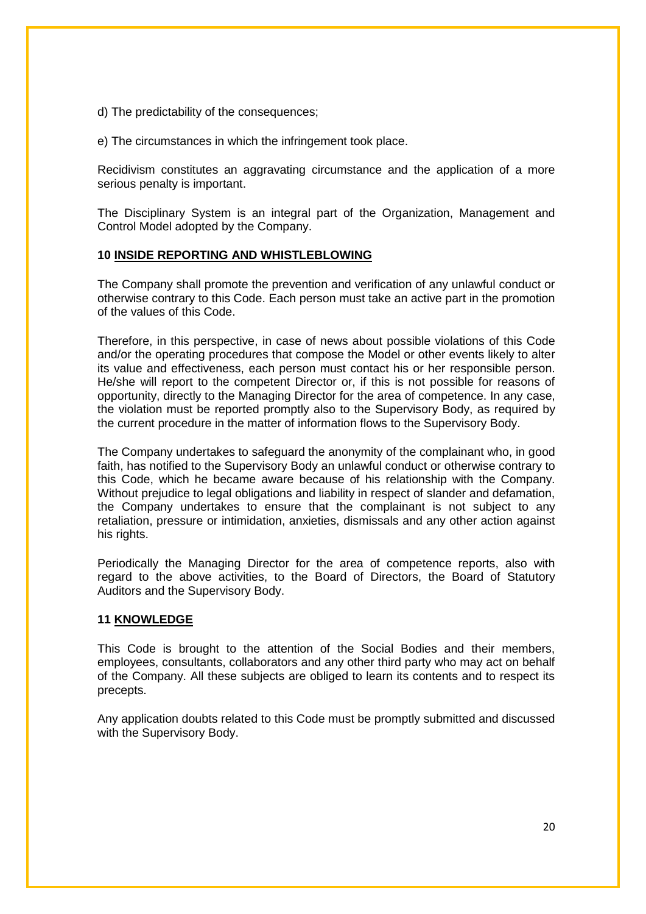d) The predictability of the consequences;

e) The circumstances in which the infringement took place.

Recidivism constitutes an aggravating circumstance and the application of a more serious penalty is important.

The Disciplinary System is an integral part of the Organization, Management and Control Model adopted by the Company.

## 10 INSIDE REPORTING AND WHISTLEBLOWING

The Company shall promote the prevention and verification of any unlawful conduct or otherwise contrary to this Code. Each person must take an active part in the promotion of the values of this Code.

Therefore, in this perspective, in case of news about possible violations of this Code and/or the operating procedures that compose the Model or other events likely to alter its value and effectiveness, each person must contact his or her responsible person. He/she will report to the competent Director or, if this is not possible for reasons of opportunity, directly to the Managing Director for the area of competence. In any case, the violation must be reported promptly also to the Supervisory Body, as required by the current procedure in the matter of information flows to the Supervisory Body.

The Company undertakes to safeguard the anonymity of the complainant who, in good faith, has notified to the Supervisory Body an unlawful conduct or otherwise contrary to this Code, which he became aware because of his relationship with the Company. Without prejudice to legal obligations and liability in respect of slander and defamation, the Company undertakes to ensure that the complainant is not subject to any retaliation, pressure or intimidation, anxieties, dismissals and any other action against his rights.

Periodically the Managing Director for the area of competence reports, also with regard to the above activities, to the Board of Directors, the Board of Statutory Auditors and the Supervisory Body.

## 11 KNOWLEDGE

This Code is brought to the attention of the Social Bodies and their members, employees, consultants, collaborators and any other third party who may act on behalf of the Company. All these subjects are obliged to learn its contents and to respect its precepts.

Any application doubts related to this Code must be promptly submitted and discussed with the Supervisory Body.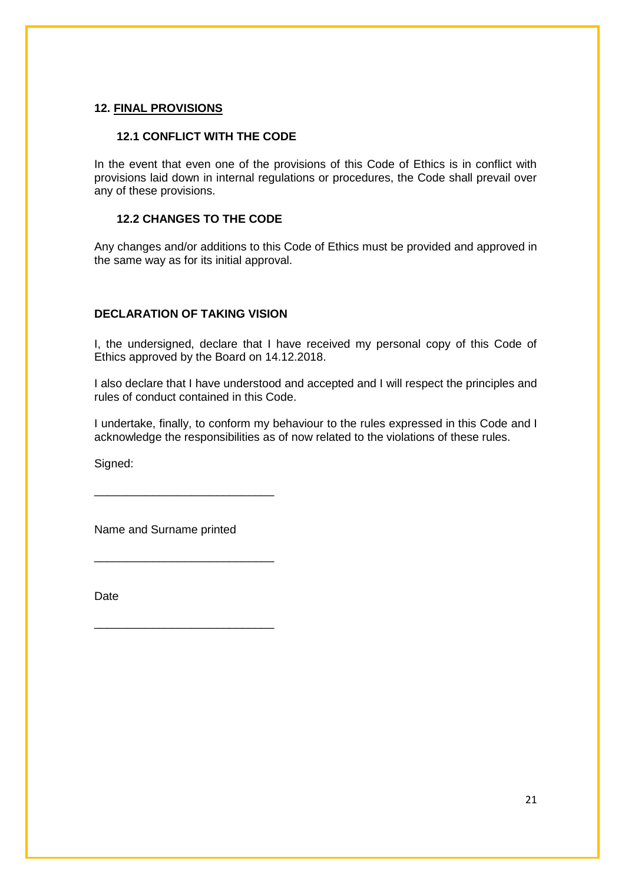## 12. FINAL PROVISIONS

### 12.1 CONFLICT WITH THE CODE

In the event that even one of the provisions of this Code of Ethics is in conflict with provisions laid down in internal regulations or procedures, the Code shall prevail over any of these provisions.

### 12.2 CHANGES TO THE CODE

Any changes and/or additions to this Code of Ethics must be provided and approved in the same way as for its initial approval.

**DECLARATION OF TAKING VISION**

I, the undersigned, declare that I have received my personal copy of this Code of Ethics approved by the Board on 14.12.2018.

I also declare that I have understood and accepted and I will respect the principles and rules of conduct contained in this Code.

I undertake, finally, to conform my behaviour to the rules expressed in this Code and I acknowledge the responsibilities as of now related to the violations of these rules.

Signed:

____________________________

Name and Surname printed

____________________________

Date

____________________________